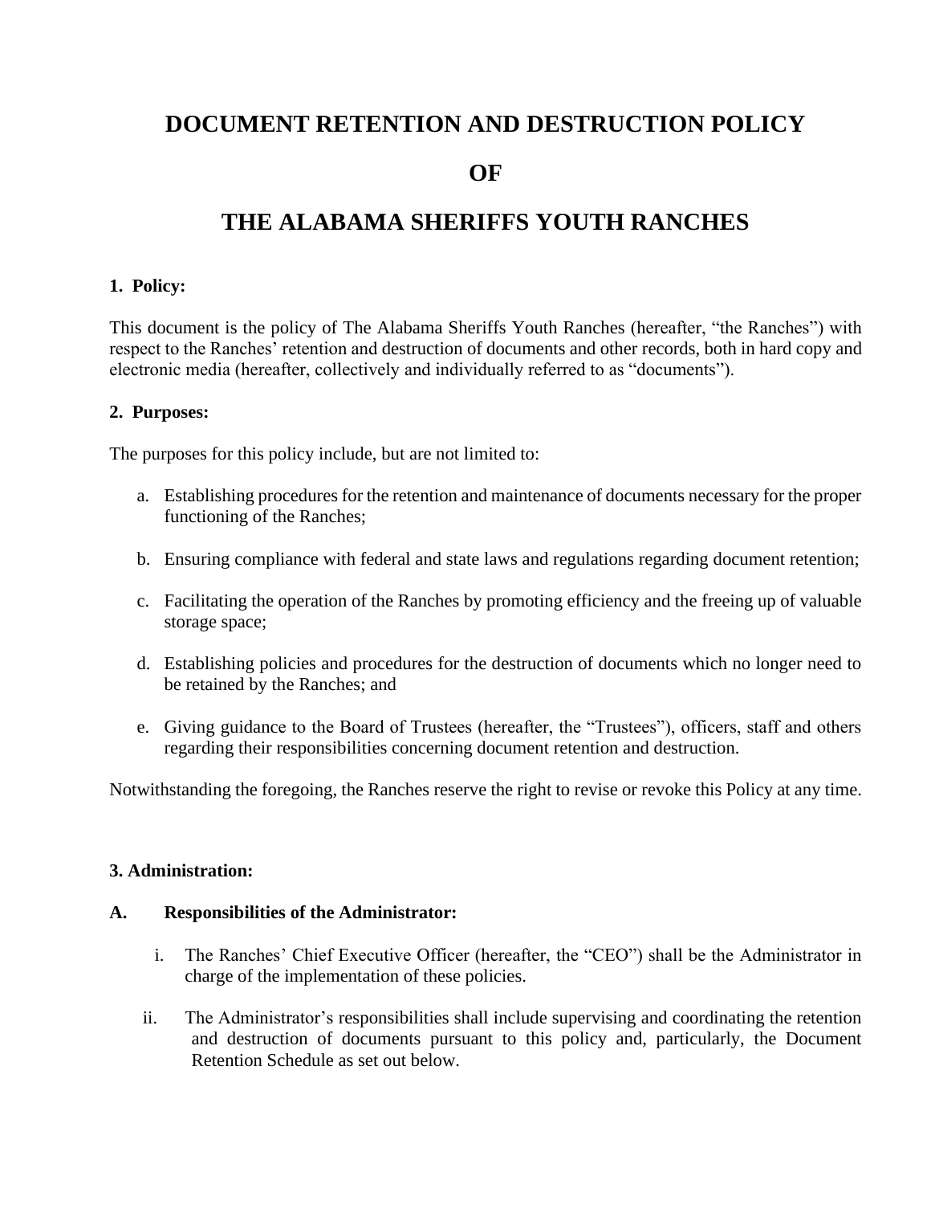# DOCUMENT RETENTION AND DESTRUCTION POLICY

# OF

# THE ALABAMA SHERIFFS YOUTH RANCHES

**1. Policy:**

This document is the policy of The Alabama Sheriffs Youth Ranches (hereafter, "the Ranches") with respect to the Ranches' retention and destruction of documents and other records, both in hard copy and electronic media (hereafter, collectively and individually referred to as "documents").

**2. Purposes:**

The purposes for this policy include, but are not limited to:

a. Establishing procedures for the retention and maintenance of documents necessary for the proper functioning of the Ranches;

b. Ensuring compliance with federal and state laws and regulations regarding document retention;

c. Facilitating the operation of the Ranches by promoting efficiency and the freeing up of valuable storage space;

d. Establishing policies and procedures for the destruction of documents which no longer need to be retained by the Ranches; and

e. Giving guidance to the Board of Trustees (hereafter, the "Trustees"), officers, staff and others regarding their responsibilities concerning document retention and destruction.

Notwithstanding the foregoing, the Ranches reserve the right to revise or revoke this Policy at any time.

**3. Administration:**

**A. Responsibilities of the Administrator:**

i. The Ranches' Chief Executive Officer (hereafter, the "CEO") shall be the Administrator in charge of the implementation of these policies.

ii. The Administrator's responsibilities shall include supervising and coordinating the retention and destruction of documents pursuant to this policy and, particularly, the Document Retention Schedule as set out below.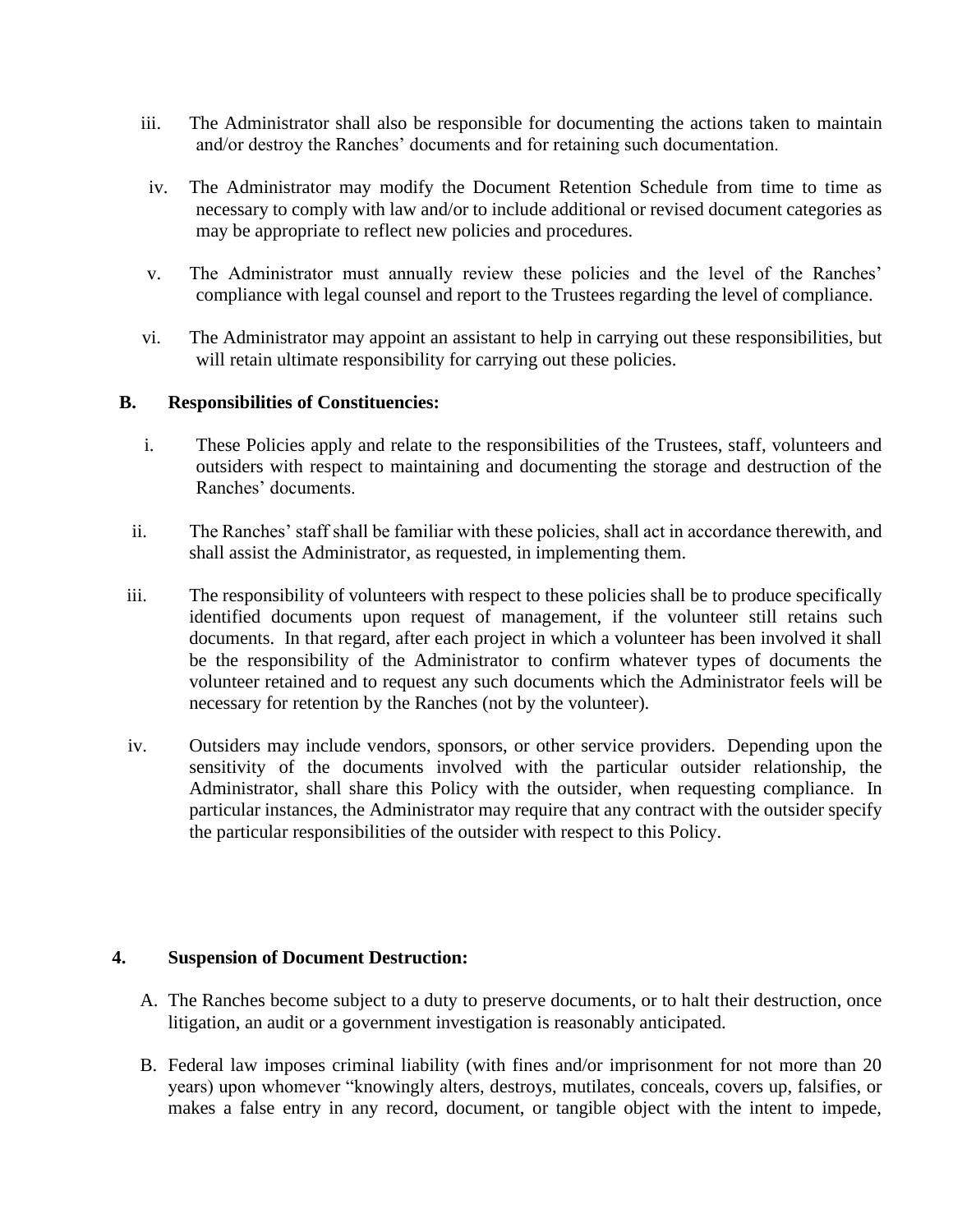iii. The Administrator shall also be responsible for documenting the actions taken to maintain and/or destroy the Ranches' documents and for retaining such documentation.

iv. The Administrator may modify the Document Retention Schedule from time to time as necessary to comply with law and/or to include additional or revised document categories as may be appropriate to reflect new policies and procedures.

v. The Administrator must annually review these policies and the level of the Ranches' compliance with legal counsel and report to the Trustees regarding the level of compliance.

vi. The Administrator may appoint an assistant to help in carrying out these responsibilities, but will retain ultimate responsibility for carrying out these policies.

**B. Responsibilities of Constituencies:**

i. These Policies apply and relate to the responsibilities of the Trustees, staff, volunteers and outsiders with respect to maintaining and documenting the storage and destruction of the Ranches' documents.

ii. The Ranches' staff shall be familiar with these policies, shall act in accordance therewith, and shall assist the Administrator, as requested, in implementing them.

iii. The responsibility of volunteers with respect to these policies shall be to produce specifically identified documents upon request of management, if the volunteer still retains such documents. In that regard, after each project in which a volunteer has been involved it shall be the responsibility of the Administrator to confirm whatever types of documents the volunteer retained and to request any such documents which the Administrator feels will be necessary for retention by the Ranches (not by the volunteer).

iv. Outsiders may include vendors, sponsors, or other service providers. Depending upon the sensitivity of the documents involved with the particular outsider relationship, the Administrator, shall share this Policy with the outsider, when requesting compliance. In particular instances, the Administrator may require that any contract with the outsider specify the particular responsibilities of the outsider with respect to this Policy.

**4. Suspension of Document Destruction:**

A. The Ranches become subject to a duty to preserve documents, or to halt their destruction, once litigation, an audit or a government investigation is reasonably anticipated.

B. Federal law imposes criminal liability (with fines and/or imprisonment for not more than 20 years) upon whomever "knowingly alters, destroys, mutilates, conceals, covers up, falsifies, or makes a false entry in any record, document, or tangible object with the intent to impede,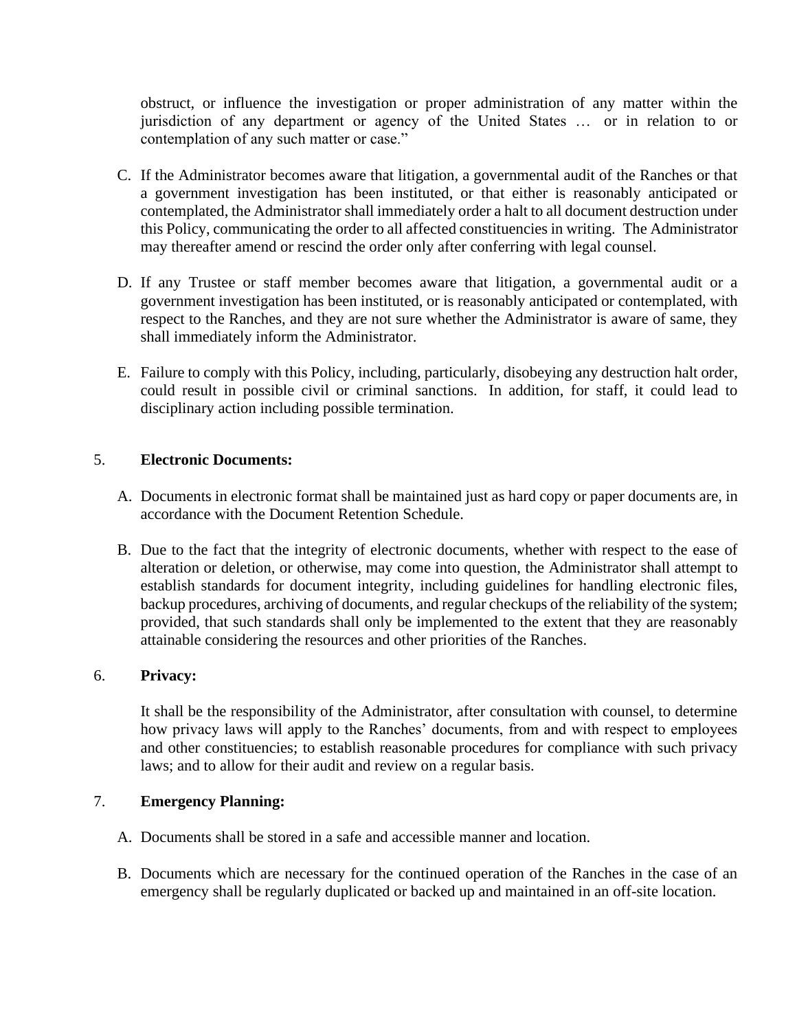obstruct, or influence the investigation or proper administration of any matter within the jurisdiction of any department or agency of the United States … or in relation to or contemplation of any such matter or case."

C. If the Administrator becomes aware that litigation, a governmental audit of the Ranches or that a government investigation has been instituted, or that either is reasonably anticipated or contemplated, the Administrator shall immediately order a halt to all document destruction under this Policy, communicating the order to all affected constituencies in writing. The Administrator may thereafter amend or rescind the order only after conferring with legal counsel.

D. If any Trustee or staff member becomes aware that litigation, a governmental audit or a government investigation has been instituted, or is reasonably anticipated or contemplated, with respect to the Ranches, and they are not sure whether the Administrator is aware of same, they shall immediately inform the Administrator.

E. Failure to comply with this Policy, including, particularly, disobeying any destruction halt order, could result in possible civil or criminal sanctions. In addition, for staff, it could lead to disciplinary action including possible termination.

5. **Electronic Documents:**

A. Documents in electronic format shall be maintained just as hard copy or paper documents are, in accordance with the Document Retention Schedule.

B. Due to the fact that the integrity of electronic documents, whether with respect to the ease of alteration or deletion, or otherwise, may come into question, the Administrator shall attempt to establish standards for document integrity, including guidelines for handling electronic files, backup procedures, archiving of documents, and regular checkups of the reliability of the system; provided, that such standards shall only be implemented to the extent that they are reasonably attainable considering the resources and other priorities of the Ranches.

6. **Privacy:**

It shall be the responsibility of the Administrator, after consultation with counsel, to determine how privacy laws will apply to the Ranches' documents, from and with respect to employees and other constituencies; to establish reasonable procedures for compliance with such privacy laws; and to allow for their audit and review on a regular basis.

7. **Emergency Planning:**

A. Documents shall be stored in a safe and accessible manner and location.

B. Documents which are necessary for the continued operation of the Ranches in the case of an emergency shall be regularly duplicated or backed up and maintained in an off-site location.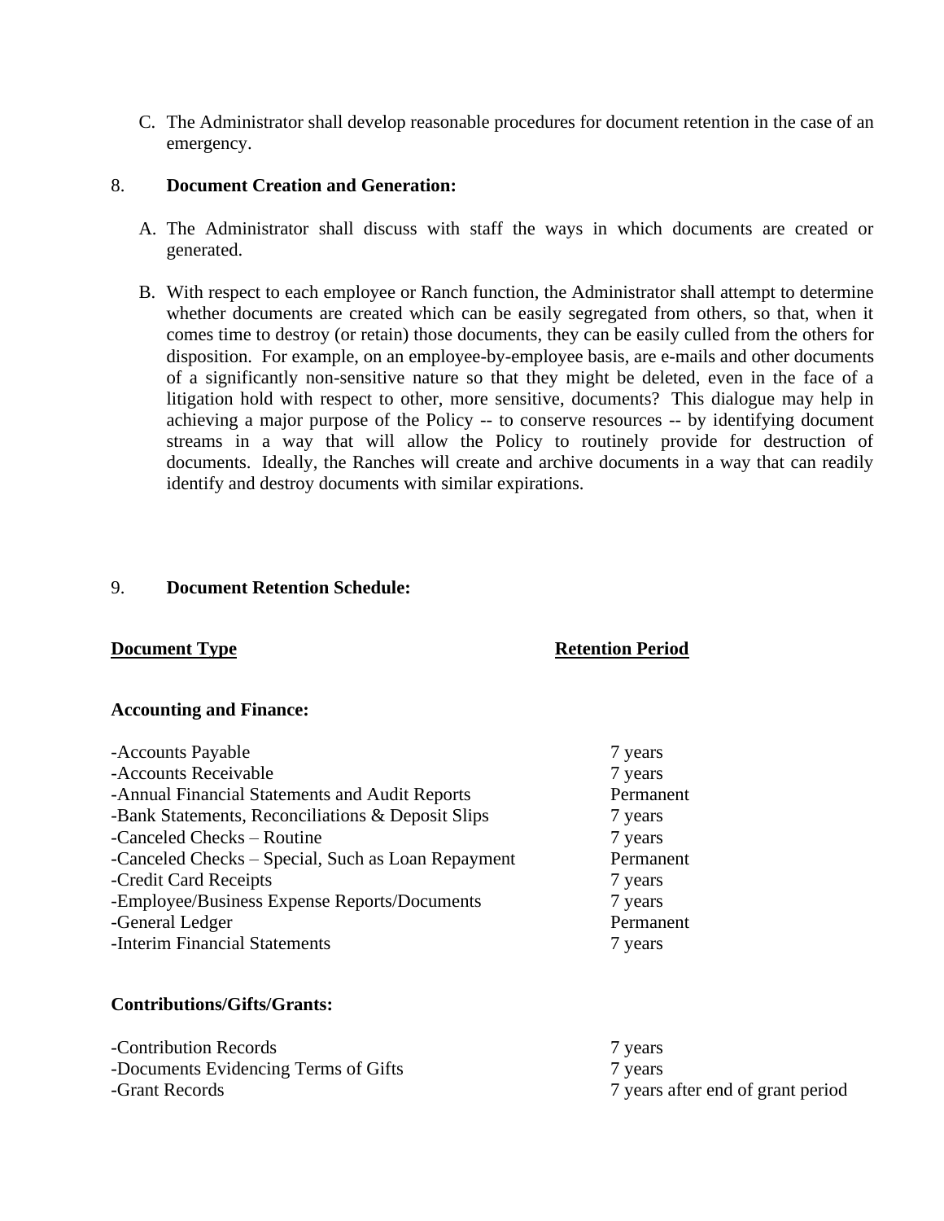C. The Administrator shall develop reasonable procedures for document retention in the case of an emergency.

8. **Document Creation and Generation:**

A. The Administrator shall discuss with staff the ways in which documents are created or generated.

B. With respect to each employee or Ranch function, the Administrator shall attempt to determine whether documents are created which can be easily segregated from others, so that, when it comes time to destroy (or retain) those documents, they can be easily culled from the others for disposition. For example, on an employee-by-employee basis, are e-mails and other documents of a significantly non-sensitive nature so that they might be deleted, even in the face of a litigation hold with respect to other, more sensitive, documents? This dialogue may help in achieving a major purpose of the Policy -- to conserve resources -- by identifying document streams in a way that will allow the Policy to routinely provide for destruction of documents. Ideally, the Ranches will create and archive documents in a way that can readily identify and destroy documents with similar expirations.

9. **Document Retention Schedule:**

| **Document Type** | **Retention Period** |
|---|---|
| **Accounting and Finance:** | |
| -Accounts Payable | 7 years |
| -Accounts Receivable | 7 years |
| -Annual Financial Statements and Audit Reports | Permanent |
| -Bank Statements, Reconciliations & Deposit Slips | 7 years |
| -Canceled Checks – Routine | 7 years |
| -Canceled Checks – Special, Such as Loan Repayment | Permanent |
| -Credit Card Receipts | 7 years |
| -Employee/Business Expense Reports/Documents | 7 years |
| -General Ledger | Permanent |
| -Interim Financial Statements | 7 years |
| **Contributions/Gifts/Grants:** | |
| -Contribution Records | 7 years |
| -Documents Evidencing Terms of Gifts | 7 years |
| -Grant Records | 7 years after end of grant period |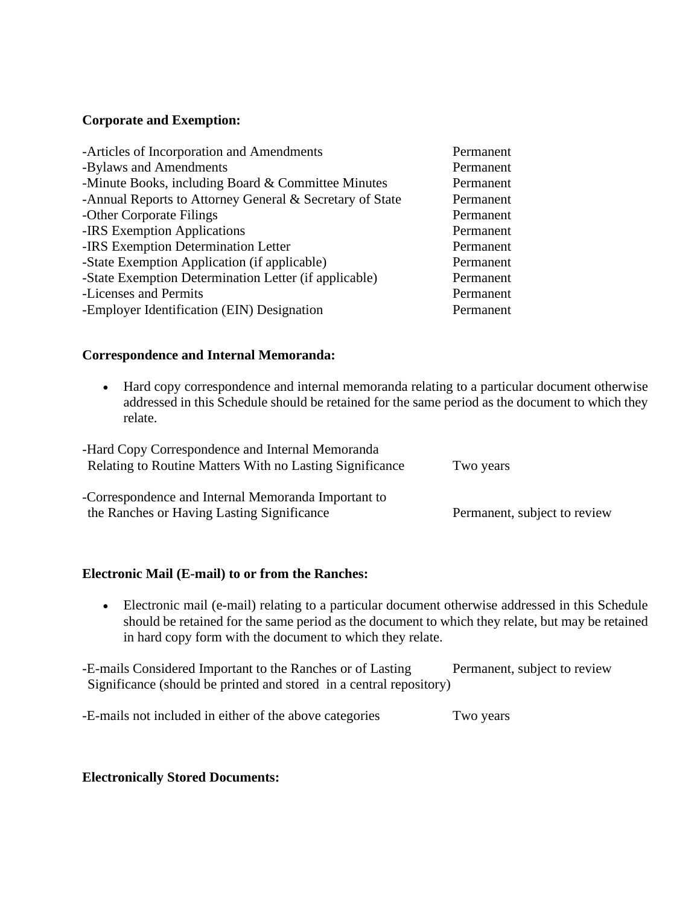**Corporate and Exemption:**

| | |
|---|---|
| -Articles of Incorporation and Amendments | Permanent |
| -Bylaws and Amendments | Permanent |
| -Minute Books, including Board & Committee Minutes | Permanent |
| -Annual Reports to Attorney General & Secretary of State | Permanent |
| -Other Corporate Filings | Permanent |
| -IRS Exemption Applications | Permanent |
| -IRS Exemption Determination Letter | Permanent |
| -State Exemption Application (if applicable) | Permanent |
| -State Exemption Determination Letter (if applicable) | Permanent |
| -Licenses and Permits | Permanent |
| -Employer Identification (EIN) Designation | Permanent |

**Correspondence and Internal Memoranda:**

- Hard copy correspondence and internal memoranda relating to a particular document otherwise addressed in this Schedule should be retained for the same period as the document to which they relate.

| | |
|---|---|
| -Hard Copy Correspondence and Internal Memoranda Relating to Routine Matters With no Lasting Significance | Two years |
| -Correspondence and Internal Memoranda Important to the Ranches or Having Lasting Significance | Permanent, subject to review |

**Electronic Mail (E-mail) to or from the Ranches:**

- Electronic mail (e-mail) relating to a particular document otherwise addressed in this Schedule should be retained for the same period as the document to which they relate, but may be retained in hard copy form with the document to which they relate.

| | |
|---|---|
| -E-mails Considered Important to the Ranches or of Lasting Significance (should be printed and stored in a central repository) | Permanent, subject to review |
| -E-mails not included in either of the above categories | Two years |

**Electronically Stored Documents:**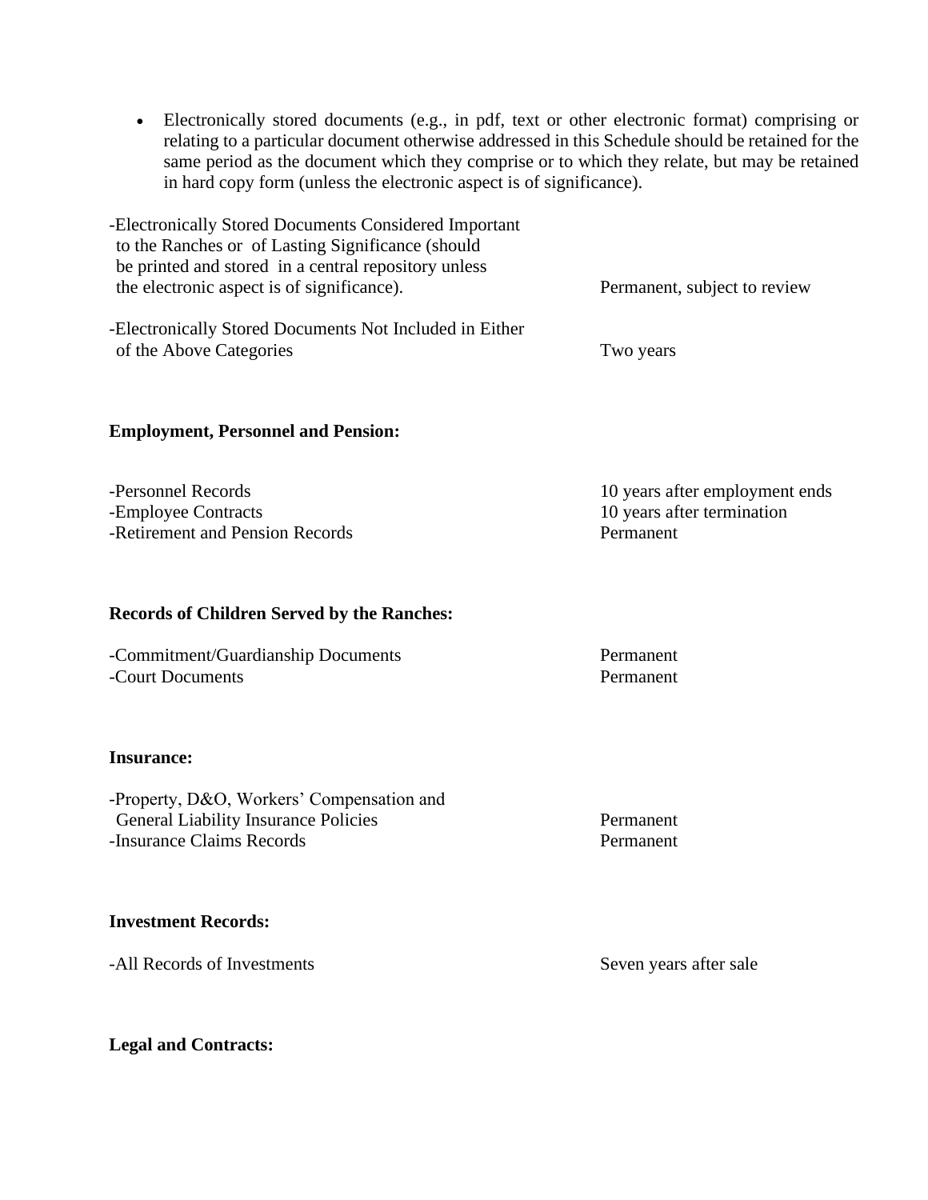- Electronically stored documents (e.g., in pdf, text or other electronic format) comprising or relating to a particular document otherwise addressed in this Schedule should be retained for the same period as the document which they comprise or to which they relate, but may be retained in hard copy form (unless the electronic aspect is of significance).

| | |
|---|---|
| -Electronically Stored Documents Considered Important to the Ranches or of Lasting Significance (should be printed and stored in a central repository unless the electronic aspect is of significance). | Permanent, subject to review |
| -Electronically Stored Documents Not Included in Either of the Above Categories | Two years |

**Employment, Personnel and Pension:**

| | |
|---|---|
| -Personnel Records | 10 years after employment ends |
| -Employee Contracts | 10 years after termination |
| -Retirement and Pension Records | Permanent |

**Records of Children Served by the Ranches:**

| | |
|---|---|
| -Commitment/Guardianship Documents | Permanent |
| -Court Documents | Permanent |

**Insurance:**

| | |
|---|---|
| -Property, D&O, Workers' Compensation and General Liability Insurance Policies | Permanent |
| -Insurance Claims Records | Permanent |

**Investment Records:**

| | |
|---|---|
| -All Records of Investments | Seven years after sale |

**Legal and Contracts:**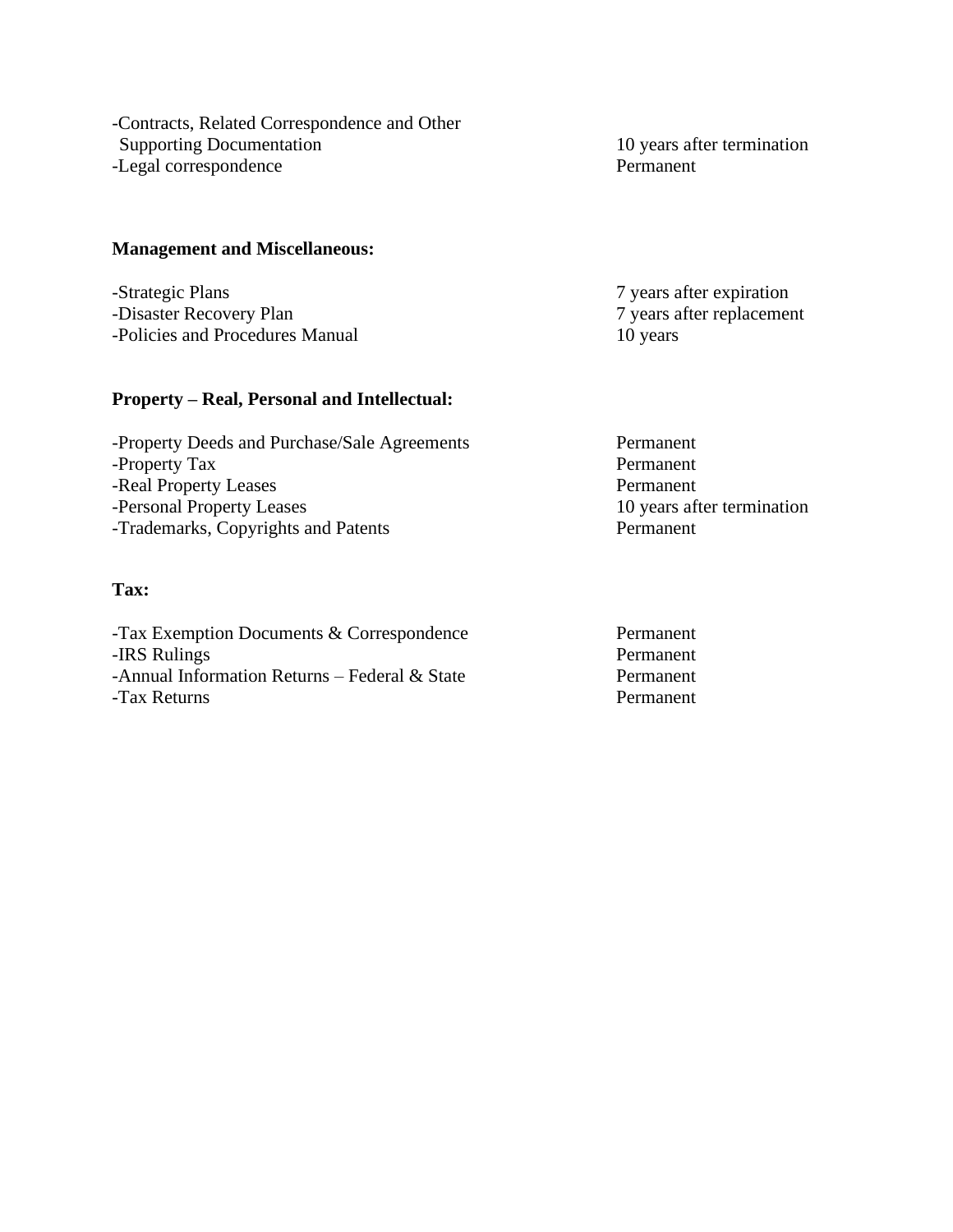| | |
|---|---|
| -Contracts, Related Correspondence and Other Supporting Documentation | 10 years after termination |
| -Legal correspondence | Permanent |

**Management and Miscellaneous:**

| | |
|---|---|
| -Strategic Plans | 7 years after expiration |
| -Disaster Recovery Plan | 7 years after replacement |
| -Policies and Procedures Manual | 10 years |

**Property – Real, Personal and Intellectual:**

| | |
|---|---|
| -Property Deeds and Purchase/Sale Agreements | Permanent |
| -Property Tax | Permanent |
| -Real Property Leases | Permanent |
| -Personal Property Leases | 10 years after termination |
| -Trademarks, Copyrights and Patents | Permanent |

**Tax:**

| | |
|---|---|
| -Tax Exemption Documents & Correspondence | Permanent |
| -IRS Rulings | Permanent |
| -Annual Information Returns – Federal & State | Permanent |
| -Tax Returns | Permanent |